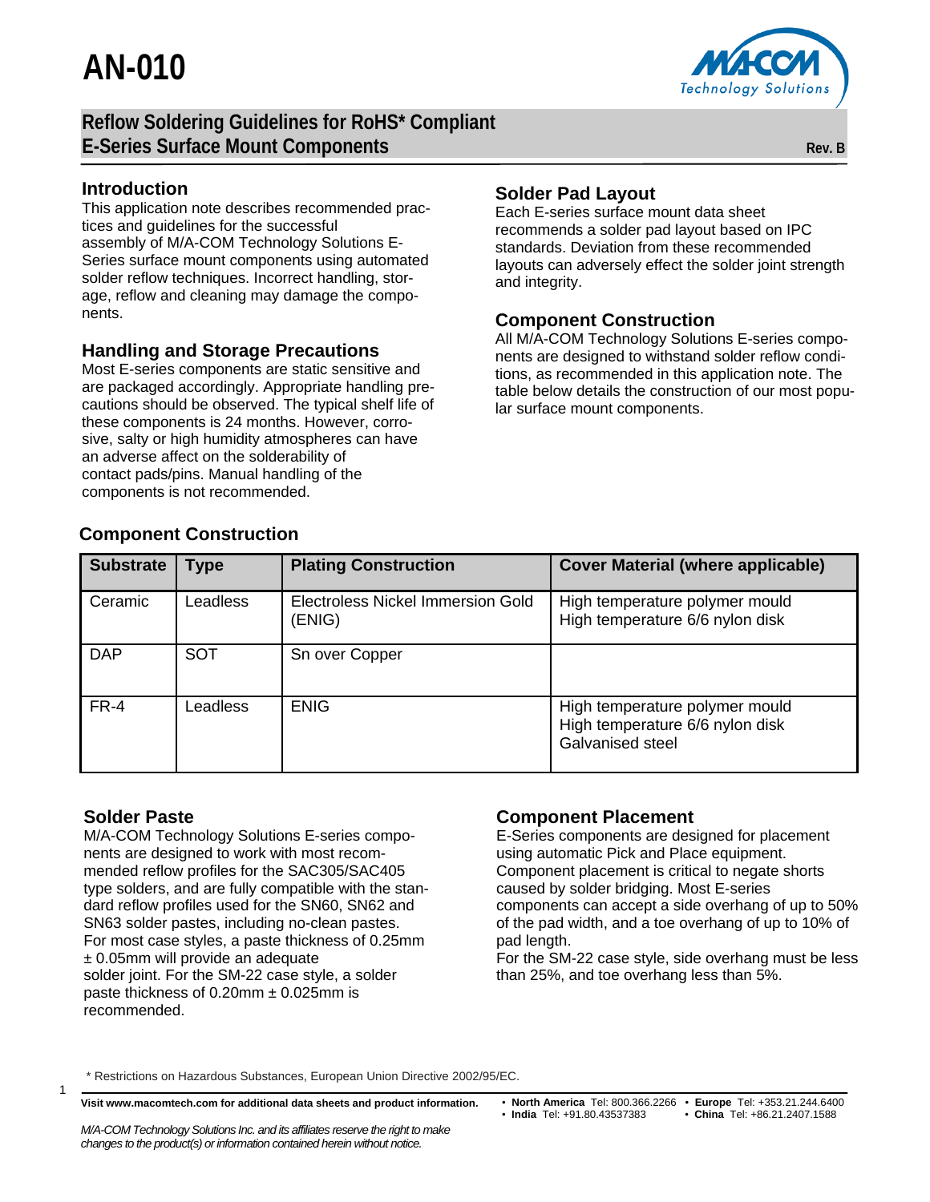# AN-010

## Reflow Soldering Guidelines for RoHS* Compliant E-Series Surface Mount Components

Rev. B

### Introduction

This application note describes recommended practices and guidelines for the successful assembly of M/A-COM Technology Solutions E-Series surface mount components using automated solder reflow techniques. Incorrect handling, storage, reflow and cleaning may damage the components.

### Handling and Storage Precautions

Most E-series components are static sensitive and are packaged accordingly. Appropriate handling precautions should be observed. The typical shelf life of these components is 24 months. However, corrosive, salty or high humidity atmospheres can have an adverse affect on the solderability of contact pads/pins. Manual handling of the components is not recommended.

### Solder Pad Layout

Each E-series surface mount data sheet recommends a solder pad layout based on IPC standards. Deviation from these recommended layouts can adversely effect the solder joint strength and integrity.

### Component Construction

All M/A-COM Technology Solutions E-series components are designed to withstand solder reflow conditions, as recommended in this application note. The table below details the construction of our most popular surface mount components.

### Component Construction

| Substrate | Type | Plating Construction | Cover Material (where applicable) |
|---|---|---|---|
| Ceramic | Leadless | Electroless Nickel Immersion Gold (ENIG) | High temperature polymer mould<br>High temperature 6/6 nylon disk |
| DAP | SOT | Sn over Copper | |
| FR-4 | Leadless | ENIG | High temperature polymer mould<br>High temperature 6/6 nylon disk<br>Galvanised steel |

### Solder Paste

M/A-COM Technology Solutions E-series components are designed to work with most recommended reflow profiles for the SAC305/SAC405 type solders, and are fully compatible with the standard reflow profiles used for the SN60, SN62 and SN63 solder pastes, including no-clean pastes. For most case styles, a paste thickness of 0.25mm ± 0.05mm will provide an adequate solder joint. For the SM-22 case style, a solder paste thickness of 0.20mm ± 0.025mm is recommended.

### Component Placement

E-Series components are designed for placement using automatic Pick and Place equipment. Component placement is critical to negate shorts caused by solder bridging. Most E-series components can accept a side overhang of up to 50% of the pad width, and a toe overhang of up to 10% of pad length.

For the SM-22 case style, side overhang must be less than 25%, and toe overhang less than 5%.

\* Restrictions on Hazardous Substances, European Union Directive 2002/95/EC.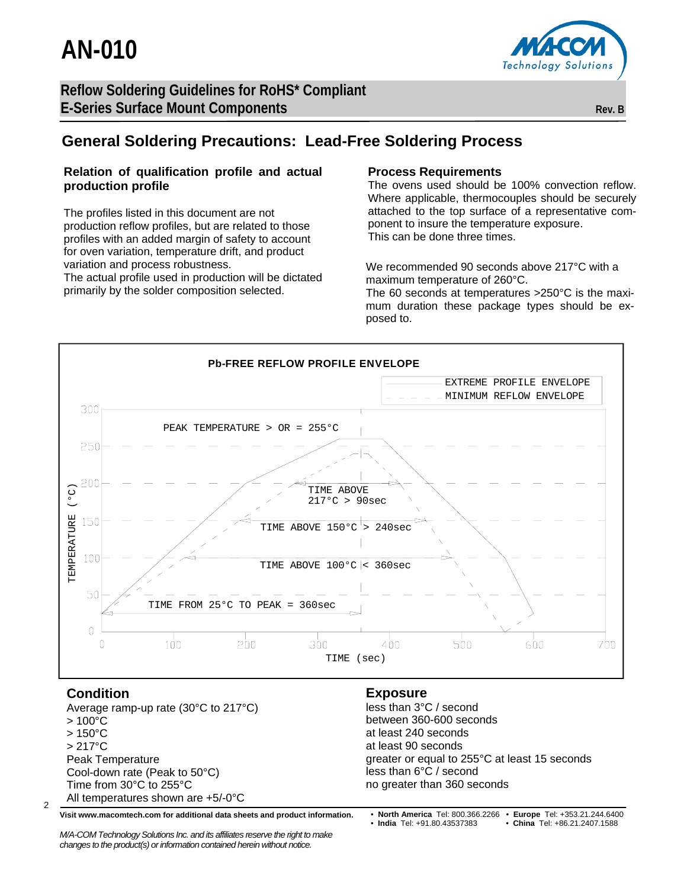# AN-010

## Reflow Soldering Guidelines for RoHS* Compliant E-Series Surface Mount Components

Rev. B

## General Soldering Precautions: Lead-Free Soldering Process

### Relation of qualification profile and actual production profile

The profiles listed in this document are not production reflow profiles, but are related to those profiles with an added margin of safety to account for oven variation, temperature drift, and product variation and process robustness.
The actual profile used in production will be dictated primarily by the solder composition selected.

### Process Requirements

The ovens used should be 100% convection reflow. Where applicable, thermocouples should be securely attached to the top surface of a representative component to insure the temperature exposure.
This can be done three times.

We recommended 90 seconds above 217°C with a maximum temperature of 260°C.
The 60 seconds at temperatures >250°C is the maximum duration these package types should be exposed to.

**Pb-FREE REFLOW PROFILE ENVELOPE**

EXTREME PROFILE ENVELOPE
MINIMUM REFLOW ENVELOPE

PEAK TEMPERATURE > OR = 255°C
TIME ABOVE 217°C > 90sec
TIME ABOVE 150°C > 240sec
TIME ABOVE 100°C < 360sec
TIME FROM 25°C TO PEAK = 360sec

TEMPERATURE (°C)
0
50
100
150
200
250
300

TIME (sec)
0
100
200
300
400
500
600
700

| Condition | Exposure |
|---|---|
| Average ramp-up rate (30°C to 217°C) | less than 3°C / second |
| > 100°C | between 360-600 seconds |
| > 150°C | at least 240 seconds |
| > 217°C | at least 90 seconds |
| Peak Temperature | greater or equal to 255°C at least 15 seconds |
| Cool-down rate (Peak to 50°C) | less than 6°C / second |
| Time from 30°C to 255°C | no greater than 360 seconds |

All temperatures shown are +5/-0°C

**Visit www.macomtech.com for additional data sheets and product information.**

• **North America** Tel: 800.366.2266 • **Europe** Tel: +353.21.244.6400
• **India** Tel: +91.80.43537383 • **China** Tel: +86.21.2407.1588

*M/A-COM Technology Solutions Inc. and its affiliates reserve the right to make changes to the product(s) or information contained herein without notice.*